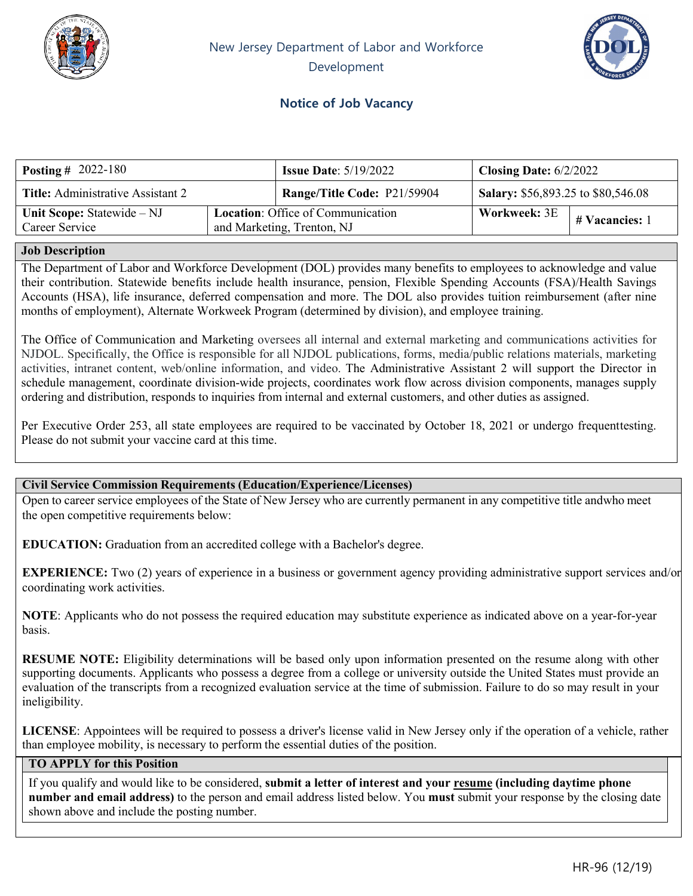New Jersey Department of Labor and Workforce Development

# Notice of Job Vacancy

| **Posting #** 2022-180 | | **Issue Date**: 5/19/2022 | **Closing Date:** 6/2/2022 | |
|---|---|---|---|---|
| **Title:** Administrative Assistant 2 | | **Range/Title Code:** P21/59904 | **Salary:** $56,893.25 to $80,546.08 | |
| **Unit Scope:** Statewide – NJ Career Service | **Location**: Office of Communication and Marketing, Trenton, NJ | | **Workweek:** 3E | **# Vacancies:** 1 |

## Job Description

The Department of Labor and Workforce Development (DOL) provides many benefits to employees to acknowledge and value their contribution. Statewide benefits include health insurance, pension, Flexible Spending Accounts (FSA)/Health Savings Accounts (HSA), life insurance, deferred compensation and more. The DOL also provides tuition reimbursement (after nine months of employment), Alternate Workweek Program (determined by division), and employee training.

The Office of Communication and Marketing oversees all internal and external marketing and communications activities for NJDOL. Specifically, the Office is responsible for all NJDOL publications, forms, media/public relations materials, marketing activities, intranet content, web/online information, and video. The Administrative Assistant 2 will support the Director in schedule management, coordinate division-wide projects, coordinates work flow across division components, manages supply ordering and distribution, responds to inquiries from internal and external customers, and other duties as assigned.

Per Executive Order 253, all state employees are required to be vaccinated by October 18, 2021 or undergo frequenttesting. Please do not submit your vaccine card at this time.

## Civil Service Commission Requirements (Education/Experience/Licenses)

Open to career service employees of the State of New Jersey who are currently permanent in any competitive title andwho meet the open competitive requirements below:

**EDUCATION:** Graduation from an accredited college with a Bachelor's degree.

**EXPERIENCE:** Two (2) years of experience in a business or government agency providing administrative support services and/or coordinating work activities.

**NOTE**: Applicants who do not possess the required education may substitute experience as indicated above on a year-for-year basis.

**RESUME NOTE:** Eligibility determinations will be based only upon information presented on the resume along with other supporting documents. Applicants who possess a degree from a college or university outside the United States must provide an evaluation of the transcripts from a recognized evaluation service at the time of submission. Failure to do so may result in your ineligibility.

**LICENSE**: Appointees will be required to possess a driver's license valid in New Jersey only if the operation of a vehicle, rather than employee mobility, is necessary to perform the essential duties of the position.

## TO APPLY for this Position

If you qualify and would like to be considered, **submit a letter of interest and your resume (including daytime phone number and email address)** to the person and email address listed below. You **must** submit your response by the closing date shown above and include the posting number.

HR-96 (12/19)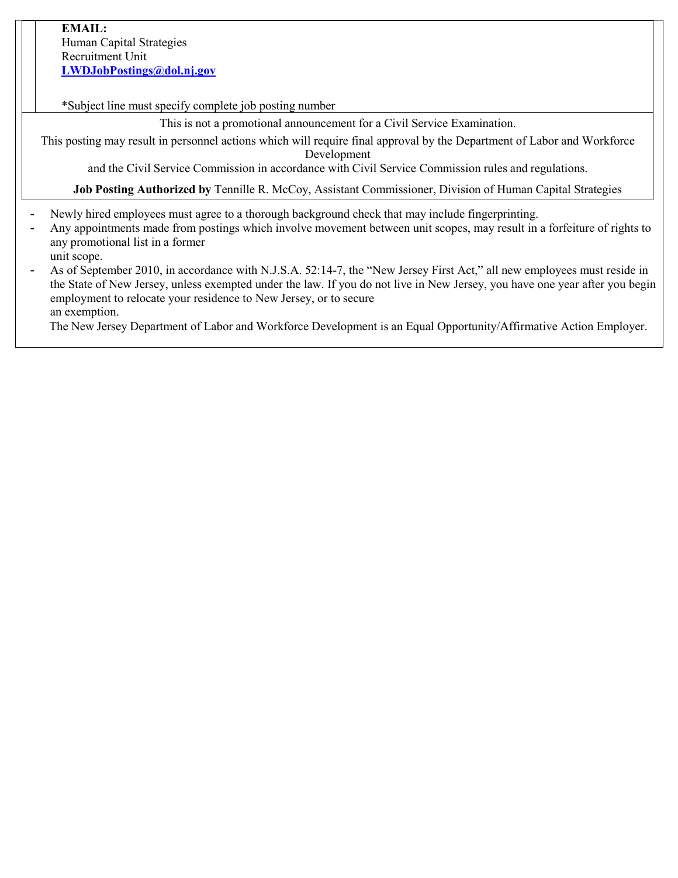**EMAIL:**
Human Capital Strategies
Recruitment Unit
**LWDJobPostings@dol.nj.gov**

*Subject line must specify complete job posting number

This is not a promotional announcement for a Civil Service Examination.

This posting may result in personnel actions which will require final approval by the Department of Labor and Workforce Development and the Civil Service Commission in accordance with Civil Service Commission rules and regulations.

**Job Posting Authorized by** Tennille R. McCoy, Assistant Commissioner, Division of Human Capital Strategies

- Newly hired employees must agree to a thorough background check that may include fingerprinting.
- Any appointments made from postings which involve movement between unit scopes, may result in a forfeiture of rights to any promotional list in a former unit scope.
- As of September 2010, in accordance with N.J.S.A. 52:14-7, the "New Jersey First Act," all new employees must reside in the State of New Jersey, unless exempted under the law. If you do not live in New Jersey, you have one year after you begin employment to relocate your residence to New Jersey, or to secure an exemption.

The New Jersey Department of Labor and Workforce Development is an Equal Opportunity/Affirmative Action Employer.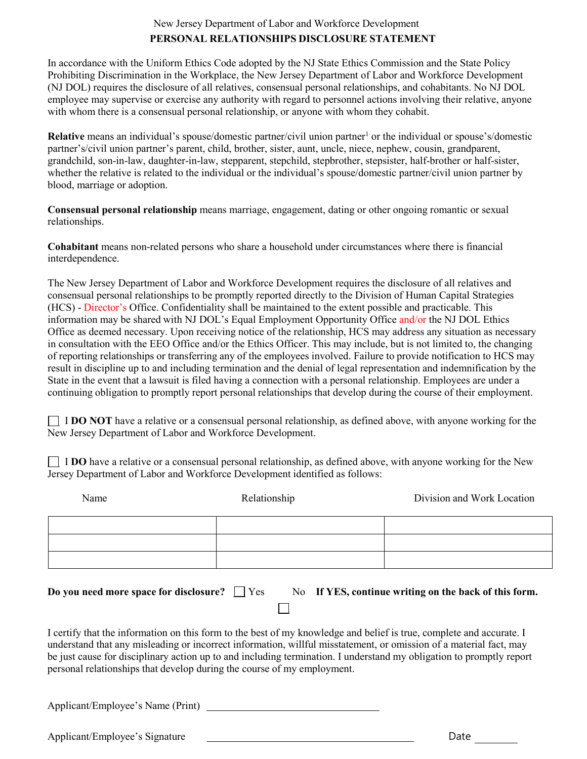New Jersey Department of Labor and Workforce Development

# PERSONAL RELATIONSHIPS DISCLOSURE STATEMENT

In accordance with the Uniform Ethics Code adopted by the NJ State Ethics Commission and the State Policy Prohibiting Discrimination in the Workplace, the New Jersey Department of Labor and Workforce Development (NJ DOL) requires the disclosure of all relatives, consensual personal relationships, and cohabitants. No NJ DOL employee may supervise or exercise any authority with regard to personnel actions involving their relative, anyone with whom there is a consensual personal relationship, or anyone with whom they cohabit.

**Relative** means an individual's spouse/domestic partner/civil union partner[1] or the individual or spouse's/domestic partner's/civil union partner's parent, child, brother, sister, aunt, uncle, niece, nephew, cousin, grandparent, grandchild, son-in-law, daughter-in-law, stepparent, stepchild, stepbrother, stepsister, half-brother or half-sister, whether the relative is related to the individual or the individual's spouse/domestic partner/civil union partner by blood, marriage or adoption.

**Consensual personal relationship** means marriage, engagement, dating or other ongoing romantic or sexual relationships.

**Cohabitant** means non-related persons who share a household under circumstances where there is financial interdependence.

The New Jersey Department of Labor and Workforce Development requires the disclosure of all relatives and consensual personal relationships to be promptly reported directly to the Division of Human Capital Strategies (HCS) - Director's Office. Confidentiality shall be maintained to the extent possible and practicable. This information may be shared with NJ DOL's Equal Employment Opportunity Office and/or the NJ DOL Ethics Office as deemed necessary. Upon receiving notice of the relationship, HCS may address any situation as necessary in consultation with the EEO Office and/or the Ethics Officer. This may include, but is not limited to, the changing of reporting relationships or transferring any of the employees involved. Failure to provide notification to HCS may result in discipline up to and including termination and the denial of legal representation and indemnification by the State in the event that a lawsuit is filed having a connection with a personal relationship. Employees are under a continuing obligation to promptly report personal relationships that develop during the course of their employment.

☐ I **DO NOT** have a relative or a consensual personal relationship, as defined above, with anyone working for the New Jersey Department of Labor and Workforce Development.

☐ I **DO** have a relative or a consensual personal relationship, as defined above, with anyone working for the New Jersey Department of Labor and Workforce Development identified as follows:

| Name | Relationship | Division and Work Location |
|---|---|---|
| | | |
| | | |
| | | |

**Do you need more space for disclosure?** ☐ Yes ☐ No **If YES, continue writing on the back of this form.**

I certify that the information on this form to the best of my knowledge and belief is true, complete and accurate. I understand that any misleading or incorrect information, willful misstatement, or omission of a material fact, may be just cause for disciplinary action up to and including termination. I understand my obligation to promptly report personal relationships that develop during the course of my employment.

Applicant/Employee's Name (Print) ______________________________

Applicant/Employee's Signature ______________________________ Date ________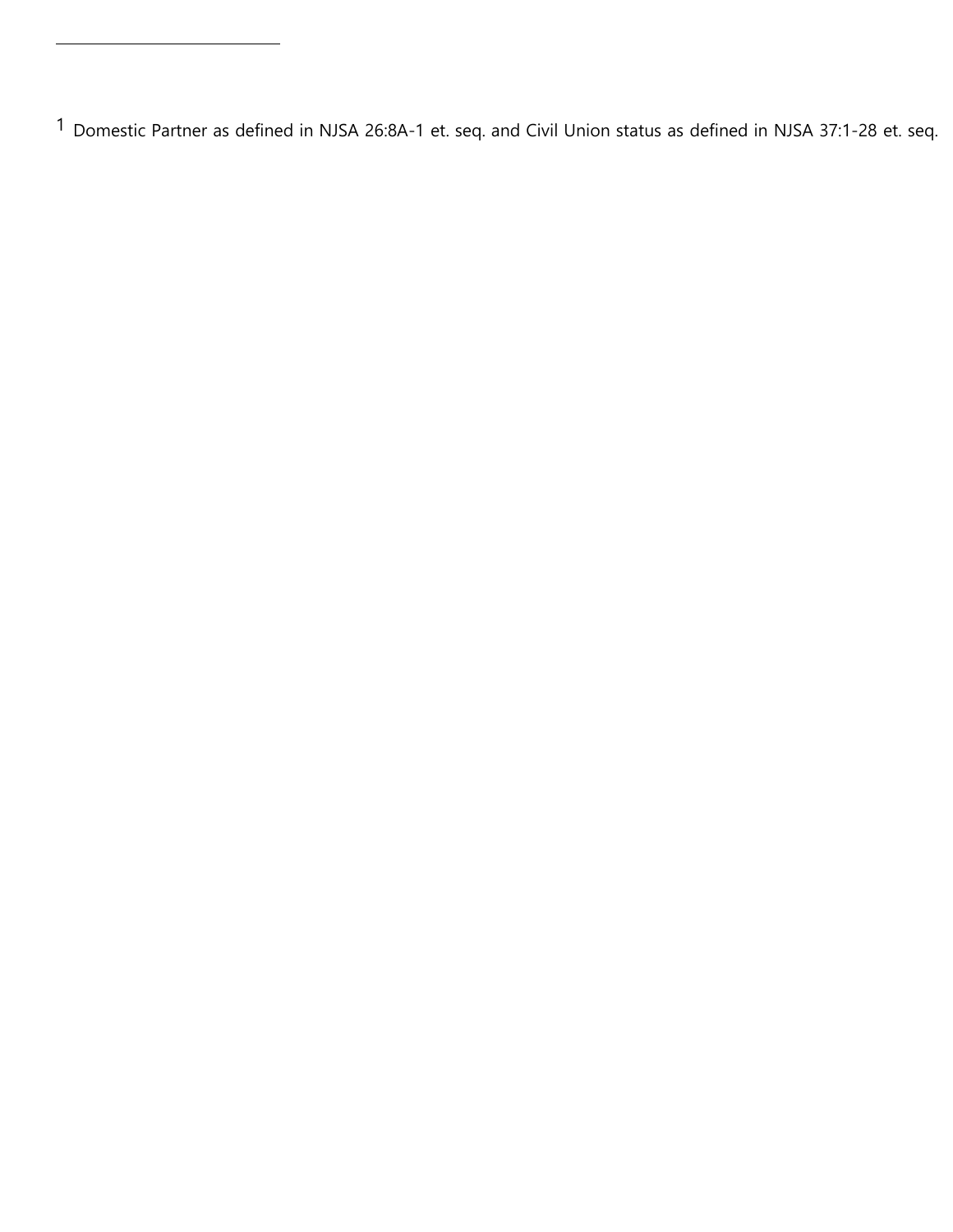[1] Domestic Partner as defined in NJSA 26:8A-1 et. seq. and Civil Union status as defined in NJSA 37:1-28 et. seq.